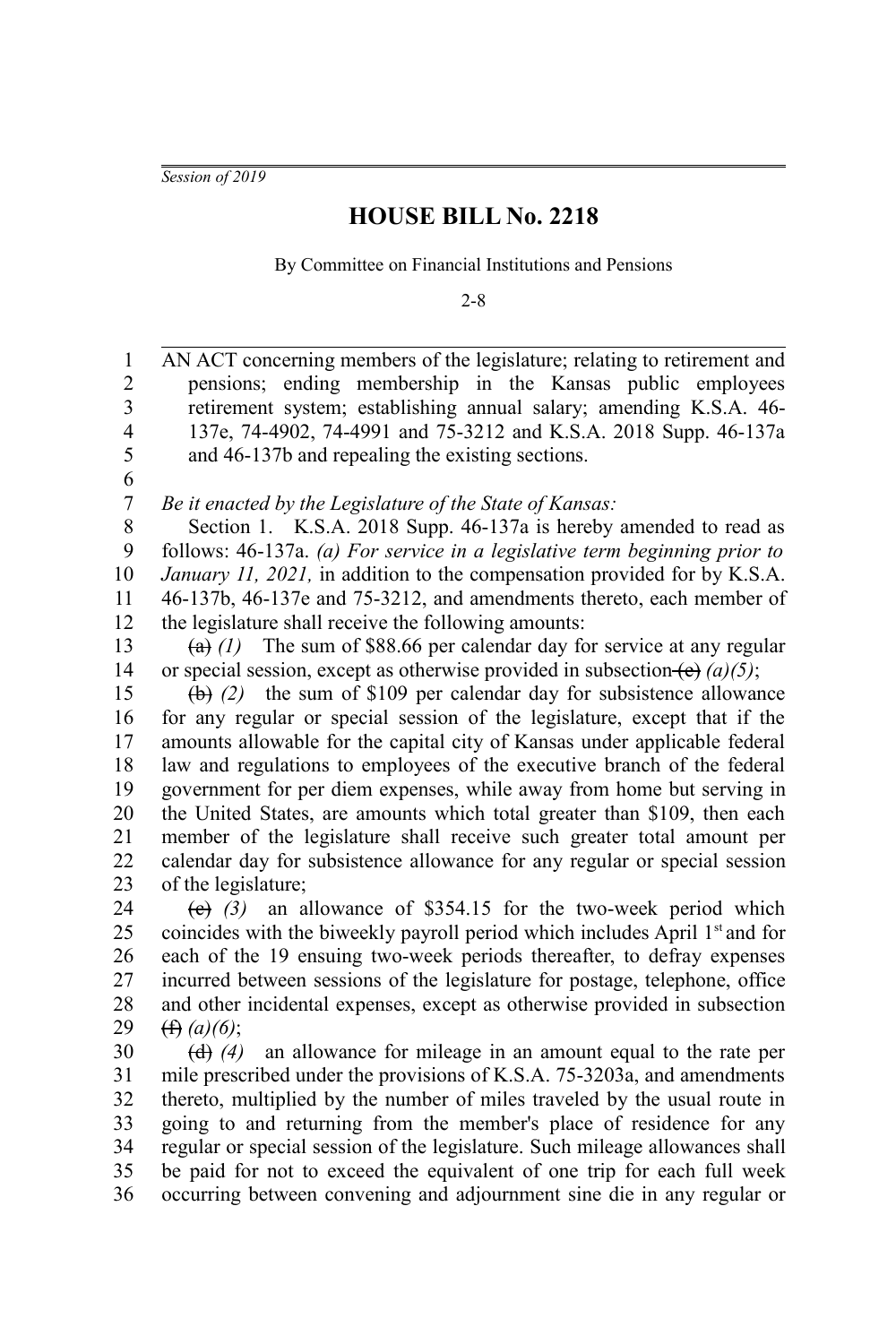*Session of 2019*

# HOUSE BILL No. 2218

By Committee on Financial Institutions and Pensions

2-8

AN ACT concerning members of the legislature; relating to retirement and pensions; ending membership in the Kansas public employees retirement system; establishing annual salary; amending K.S.A. 46-137e, 74-4902, 74-4991 and 75-3212 and K.S.A. 2018 Supp. 46-137a and 46-137b and repealing the existing sections.

*Be it enacted by the Legislature of the State of Kansas:*

Section 1. K.S.A. 2018 Supp. 46-137a is hereby amended to read as follows: 46-137a. *(a) For service in a legislative term beginning prior to January 11, 2021,* in addition to the compensation provided for by K.S.A. 46-137b, 46-137e and 75-3212, and amendments thereto, each member of the legislature shall receive the following amounts:

~~(a)~~ *(1)* The sum of $88.66 per calendar day for service at any regular or special session, except as otherwise provided in subsection ~~(e)~~ *(a)(5)*;

~~(b)~~ *(2)* the sum of $109 per calendar day for subsistence allowance for any regular or special session of the legislature, except that if the amounts allowable for the capital city of Kansas under applicable federal law and regulations to employees of the executive branch of the federal government for per diem expenses, while away from home but serving in the United States, are amounts which total greater than $109, then each member of the legislature shall receive such greater total amount per calendar day for subsistence allowance for any regular or special session of the legislature;

~~(c)~~ *(3)* an allowance of $354.15 for the two-week period which coincides with the biweekly payroll period which includes April 1st and for each of the 19 ensuing two-week periods thereafter, to defray expenses incurred between sessions of the legislature for postage, telephone, office and other incidental expenses, except as otherwise provided in subsection ~~(f)~~ *(a)(6)*;

~~(d)~~ *(4)* an allowance for mileage in an amount equal to the rate per mile prescribed under the provisions of K.S.A. 75-3203a, and amendments thereto, multiplied by the number of miles traveled by the usual route in going to and returning from the member's place of residence for any regular or special session of the legislature. Such mileage allowances shall be paid for not to exceed the equivalent of one trip for each full week occurring between convening and adjournment sine die in any regular or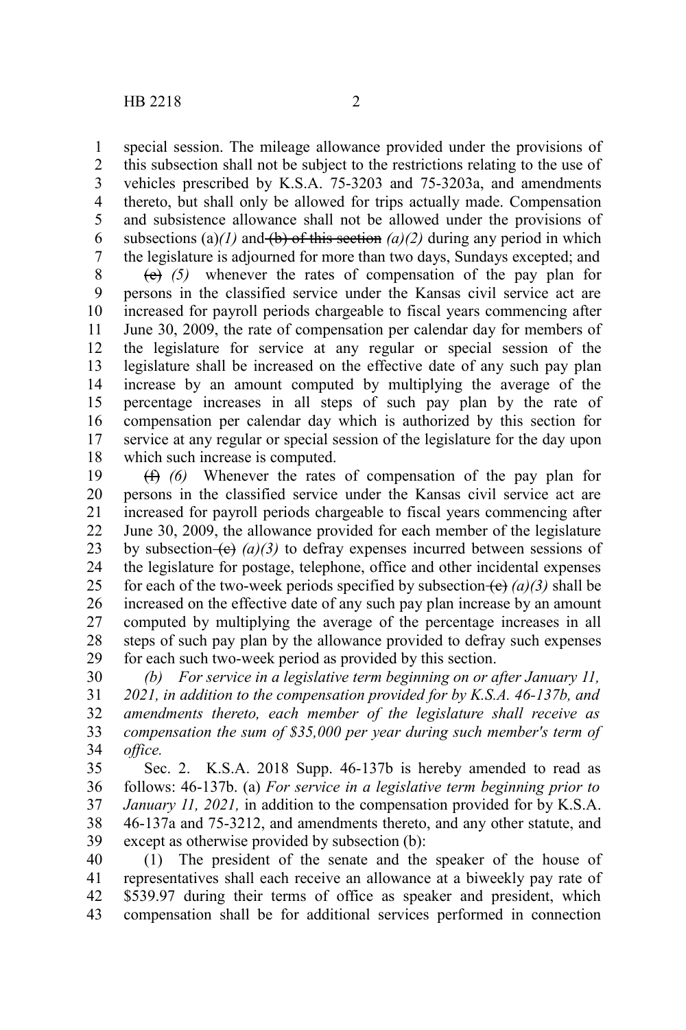special session. The mileage allowance provided under the provisions of this subsection shall not be subject to the restrictions relating to the use of vehicles prescribed by K.S.A. 75-3203 and 75-3203a, and amendments thereto, but shall only be allowed for trips actually made. Compensation and subsistence allowance shall not be allowed under the provisions of subsections (a)*(1)* and ~~(b) of this section~~ *(a)(2)* during any period in which the legislature is adjourned for more than two days, Sundays excepted; and

~~(e)~~ *(5)* whenever the rates of compensation of the pay plan for persons in the classified service under the Kansas civil service act are increased for payroll periods chargeable to fiscal years commencing after June 30, 2009, the rate of compensation per calendar day for members of the legislature for service at any regular or special session of the legislature shall be increased on the effective date of any such pay plan increase by an amount computed by multiplying the average of the percentage increases in all steps of such pay plan by the rate of compensation per calendar day which is authorized by this section for service at any regular or special session of the legislature for the day upon which such increase is computed.

~~(f)~~ *(6)* Whenever the rates of compensation of the pay plan for persons in the classified service under the Kansas civil service act are increased for payroll periods chargeable to fiscal years commencing after June 30, 2009, the allowance provided for each member of the legislature by subsection ~~(c)~~ *(a)(3)* to defray expenses incurred between sessions of the legislature for postage, telephone, office and other incidental expenses for each of the two-week periods specified by subsection ~~(c)~~ *(a)(3)* shall be increased on the effective date of any such pay plan increase by an amount computed by multiplying the average of the percentage increases in all steps of such pay plan by the allowance provided to defray such expenses for each such two-week period as provided by this section.

*(b) For service in a legislative term beginning on or after January 11, 2021, in addition to the compensation provided for by K.S.A. 46-137b, and amendments thereto, each member of the legislature shall receive as compensation the sum of $35,000 per year during such member's term of office.*

Sec. 2. K.S.A. 2018 Supp. 46-137b is hereby amended to read as follows: 46-137b. (a) *For service in a legislative term beginning prior to January 11, 2021,* in addition to the compensation provided for by K.S.A. 46-137a and 75-3212, and amendments thereto, and any other statute, and except as otherwise provided by subsection (b):

(1) The president of the senate and the speaker of the house of representatives shall each receive an allowance at a biweekly pay rate of $539.97 during their terms of office as speaker and president, which compensation shall be for additional services performed in connection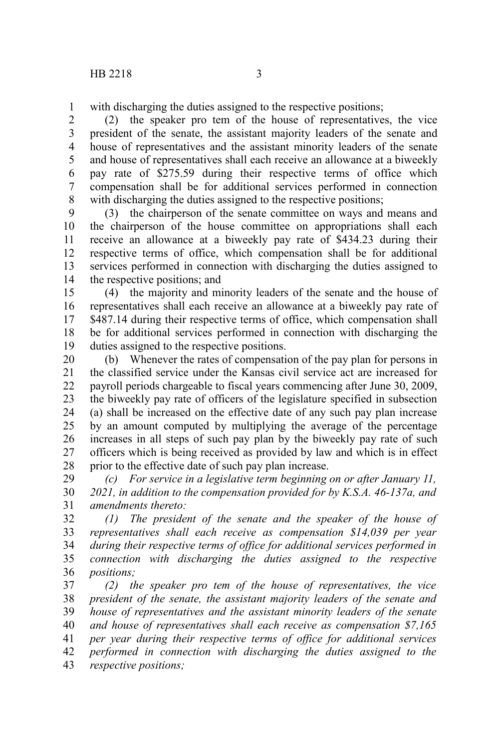with discharging the duties assigned to the respective positions;

(2) the speaker pro tem of the house of representatives, the vice president of the senate, the assistant majority leaders of the senate and house of representatives and the assistant minority leaders of the senate and house of representatives shall each receive an allowance at a biweekly pay rate of $275.59 during their respective terms of office which compensation shall be for additional services performed in connection with discharging the duties assigned to the respective positions;

(3) the chairperson of the senate committee on ways and means and the chairperson of the house committee on appropriations shall each receive an allowance at a biweekly pay rate of $434.23 during their respective terms of office, which compensation shall be for additional services performed in connection with discharging the duties assigned to the respective positions; and

(4) the majority and minority leaders of the senate and the house of representatives shall each receive an allowance at a biweekly pay rate of $487.14 during their respective terms of office, which compensation shall be for additional services performed in connection with discharging the duties assigned to the respective positions.

(b) Whenever the rates of compensation of the pay plan for persons in the classified service under the Kansas civil service act are increased for payroll periods chargeable to fiscal years commencing after June 30, 2009, the biweekly pay rate of officers of the legislature specified in subsection (a) shall be increased on the effective date of any such pay plan increase by an amount computed by multiplying the average of the percentage increases in all steps of such pay plan by the biweekly pay rate of such officers which is being received as provided by law and which is in effect prior to the effective date of such pay plan increase.

*(c) For service in a legislative term beginning on or after January 11, 2021, in addition to the compensation provided for by K.S.A. 46-137a, and amendments thereto:*

*(1) The president of the senate and the speaker of the house of representatives shall each receive as compensation $14,039 per year during their respective terms of office for additional services performed in connection with discharging the duties assigned to the respective positions;*

*(2) the speaker pro tem of the house of representatives, the vice president of the senate, the assistant majority leaders of the senate and house of representatives and the assistant minority leaders of the senate and house of representatives shall each receive as compensation $7,165 per year during their respective terms of office for additional services performed in connection with discharging the duties assigned to the respective positions;*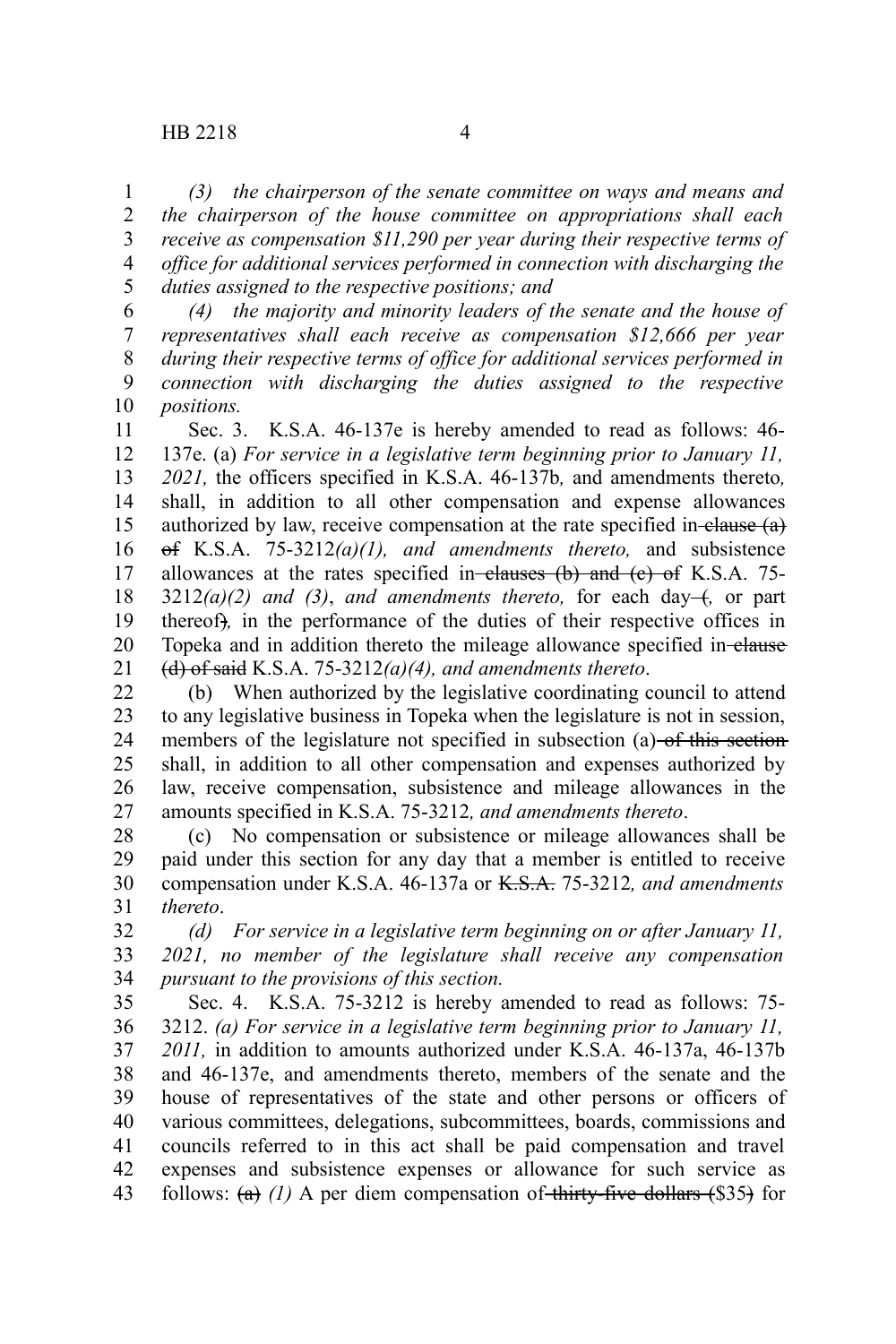*(3) the chairperson of the senate committee on ways and means and the chairperson of the house committee on appropriations shall each receive as compensation $11,290 per year during their respective terms of office for additional services performed in connection with discharging the duties assigned to the respective positions; and*

*(4) the majority and minority leaders of the senate and the house of representatives shall each receive as compensation $12,666 per year during their respective terms of office for additional services performed in connection with discharging the duties assigned to the respective positions.*

Sec. 3. K.S.A. 46-137e is hereby amended to read as follows: 46-137e. (a) *For service in a legislative term beginning prior to January 11, 2021,* the officers specified in K.S.A. 46-137b*, and amendments thereto,* shall, in addition to all other compensation and expense allowances authorized by law, receive compensation at the rate specified in ~~clause (a) of~~ K.S.A. 75-3212*(a)(1), and amendments thereto,* and subsistence allowances at the rates specified in ~~clauses (b) and (c) of~~ K.S.A. 75-3212*(a)(2) and (3)*, *and amendments thereto,* for each day ~~(~~*,* or part thereof~~)~~*,* in the performance of the duties of their respective offices in Topeka and in addition thereto the mileage allowance specified in ~~clause (d) of said~~ K.S.A. 75-3212*(a)(4), and amendments thereto*.

(b) When authorized by the legislative coordinating council to attend to any legislative business in Topeka when the legislature is not in session, members of the legislature not specified in subsection (a) ~~of this section~~ shall, in addition to all other compensation and expenses authorized by law, receive compensation, subsistence and mileage allowances in the amounts specified in K.S.A. 75-3212*, and amendments thereto*.

(c) No compensation or subsistence or mileage allowances shall be paid under this section for any day that a member is entitled to receive compensation under K.S.A. 46-137a or ~~K.S.A.~~ 75-3212*, and amendments thereto*.

*(d) For service in a legislative term beginning on or after January 11, 2021, no member of the legislature shall receive any compensation pursuant to the provisions of this section.*

Sec. 4. K.S.A. 75-3212 is hereby amended to read as follows: 75-3212. *(a) For service in a legislative term beginning prior to January 11, 2011,* in addition to amounts authorized under K.S.A. 46-137a, 46-137b and 46-137e, and amendments thereto, members of the senate and the house of representatives of the state and other persons or officers of various committees, delegations, subcommittees, boards, commissions and councils referred to in this act shall be paid compensation and travel expenses and subsistence expenses or allowance for such service as follows: ~~(a)~~ *(1)* A per diem compensation of ~~thirty-five dollars (~~$35~~)~~ for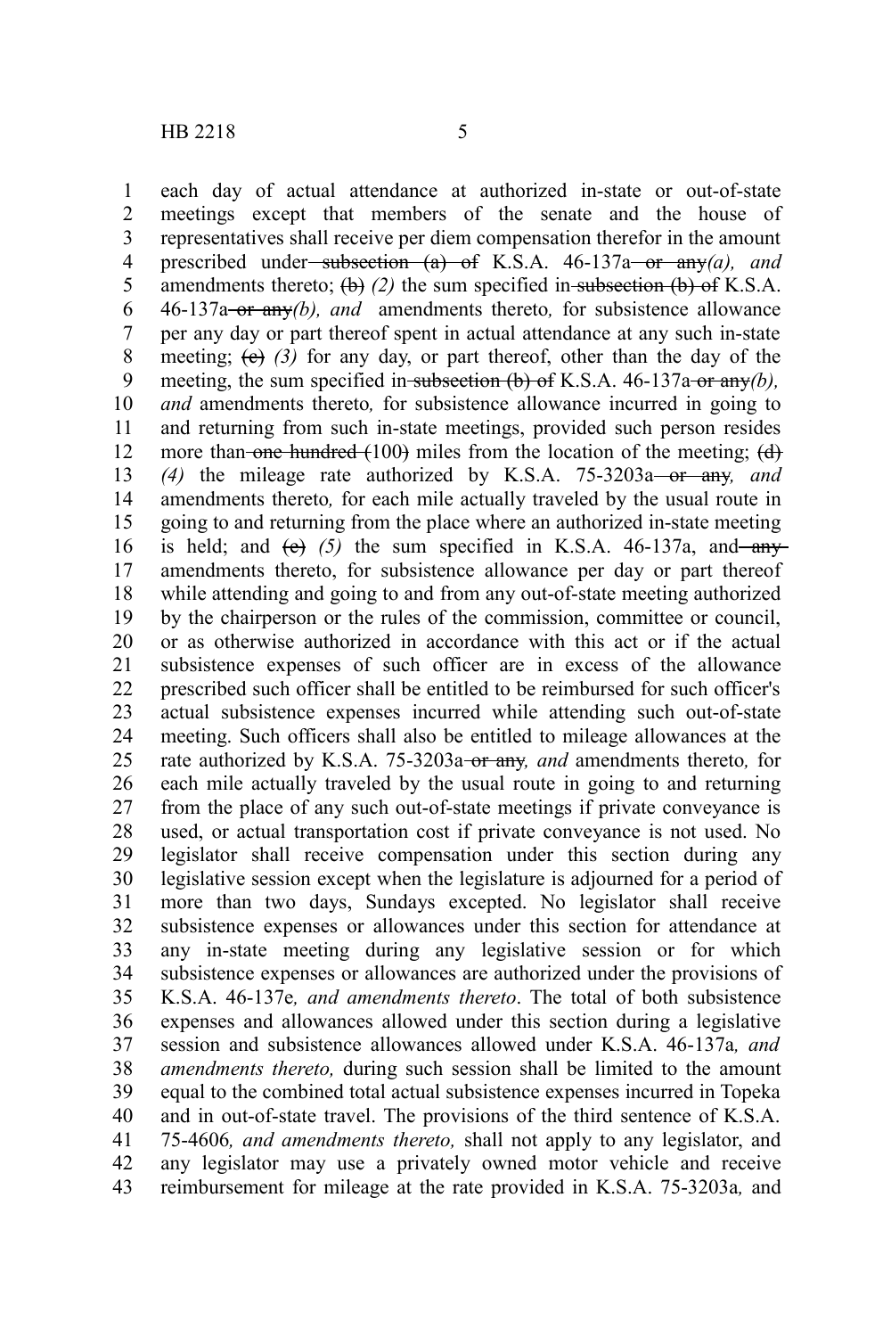each day of actual attendance at authorized in-state or out-of-state meetings except that members of the senate and the house of representatives shall receive per diem compensation therefor in the amount prescribed under ~~subsection (a) of~~ K.S.A. 46-137a ~~or any~~*(a), and* amendments thereto; ~~(b)~~ *(2)* the sum specified in ~~subsection (b) of~~ K.S.A. 46-137a ~~or any~~*(b), and* amendments thereto*,* for subsistence allowance per any day or part thereof spent in actual attendance at any such in-state meeting; ~~(c)~~ *(3)* for any day, or part thereof, other than the day of the meeting, the sum specified in ~~subsection (b) of~~ K.S.A. 46-137a ~~or any~~*(b), and* amendments thereto*,* for subsistence allowance incurred in going to and returning from such in-state meetings, provided such person resides more than ~~one hundred (~~100~~)~~ miles from the location of the meeting; ~~(d)~~ *(4)* the mileage rate authorized by K.S.A. 75-3203a ~~or any~~*, and* amendments thereto*,* for each mile actually traveled by the usual route in going to and returning from the place where an authorized in-state meeting is held; and ~~(e)~~ *(5)* the sum specified in K.S.A. 46-137a, and ~~any~~ amendments thereto, for subsistence allowance per day or part thereof while attending and going to and from any out-of-state meeting authorized by the chairperson or the rules of the commission, committee or council, or as otherwise authorized in accordance with this act or if the actual subsistence expenses of such officer are in excess of the allowance prescribed such officer shall be entitled to be reimbursed for such officer's actual subsistence expenses incurred while attending such out-of-state meeting. Such officers shall also be entitled to mileage allowances at the rate authorized by K.S.A. 75-3203a ~~or any~~*, and* amendments thereto*,* for each mile actually traveled by the usual route in going to and returning from the place of any such out-of-state meetings if private conveyance is used, or actual transportation cost if private conveyance is not used. No legislator shall receive compensation under this section during any legislative session except when the legislature is adjourned for a period of more than two days, Sundays excepted. No legislator shall receive subsistence expenses or allowances under this section for attendance at any in-state meeting during any legislative session or for which subsistence expenses or allowances are authorized under the provisions of K.S.A. 46-137e*, and amendments thereto*. The total of both subsistence expenses and allowances allowed under this section during a legislative session and subsistence allowances allowed under K.S.A. 46-137a*, and amendments thereto,* during such session shall be limited to the amount equal to the combined total actual subsistence expenses incurred in Topeka and in out-of-state travel. The provisions of the third sentence of K.S.A. 75-4606*, and amendments thereto,* shall not apply to any legislator, and any legislator may use a privately owned motor vehicle and receive reimbursement for mileage at the rate provided in K.S.A. 75-3203a*,* and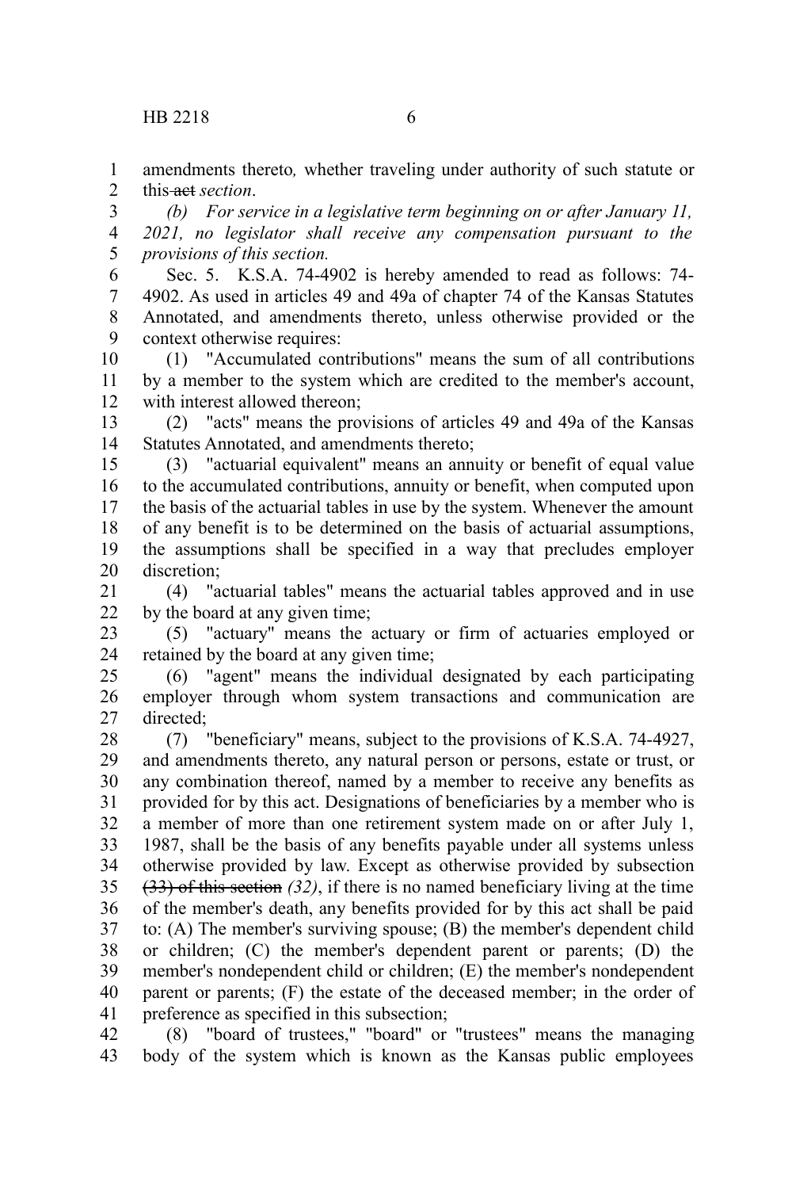amendments thereto*,* whether traveling under authority of such statute or this ~~act~~ *section*.

*(b) For service in a legislative term beginning on or after January 11, 2021, no legislator shall receive any compensation pursuant to the provisions of this section.*

Sec. 5. K.S.A. 74-4902 is hereby amended to read as follows: 74-4902. As used in articles 49 and 49a of chapter 74 of the Kansas Statutes Annotated, and amendments thereto, unless otherwise provided or the context otherwise requires:

(1) "Accumulated contributions" means the sum of all contributions by a member to the system which are credited to the member's account, with interest allowed thereon;

(2) "acts" means the provisions of articles 49 and 49a of the Kansas Statutes Annotated, and amendments thereto;

(3) "actuarial equivalent" means an annuity or benefit of equal value to the accumulated contributions, annuity or benefit, when computed upon the basis of the actuarial tables in use by the system. Whenever the amount of any benefit is to be determined on the basis of actuarial assumptions, the assumptions shall be specified in a way that precludes employer discretion;

(4) "actuarial tables" means the actuarial tables approved and in use by the board at any given time;

(5) "actuary" means the actuary or firm of actuaries employed or retained by the board at any given time;

(6) "agent" means the individual designated by each participating employer through whom system transactions and communication are directed;

(7) "beneficiary" means, subject to the provisions of K.S.A. 74-4927, and amendments thereto, any natural person or persons, estate or trust, or any combination thereof, named by a member to receive any benefits as provided for by this act. Designations of beneficiaries by a member who is a member of more than one retirement system made on or after July 1, 1987, shall be the basis of any benefits payable under all systems unless otherwise provided by law. Except as otherwise provided by subsection ~~(33) of this section~~ *(32)*, if there is no named beneficiary living at the time of the member's death, any benefits provided for by this act shall be paid to: (A) The member's surviving spouse; (B) the member's dependent child or children; (C) the member's dependent parent or parents; (D) the member's nondependent child or children; (E) the member's nondependent parent or parents; (F) the estate of the deceased member; in the order of preference as specified in this subsection;

(8) "board of trustees," "board" or "trustees" means the managing body of the system which is known as the Kansas public employees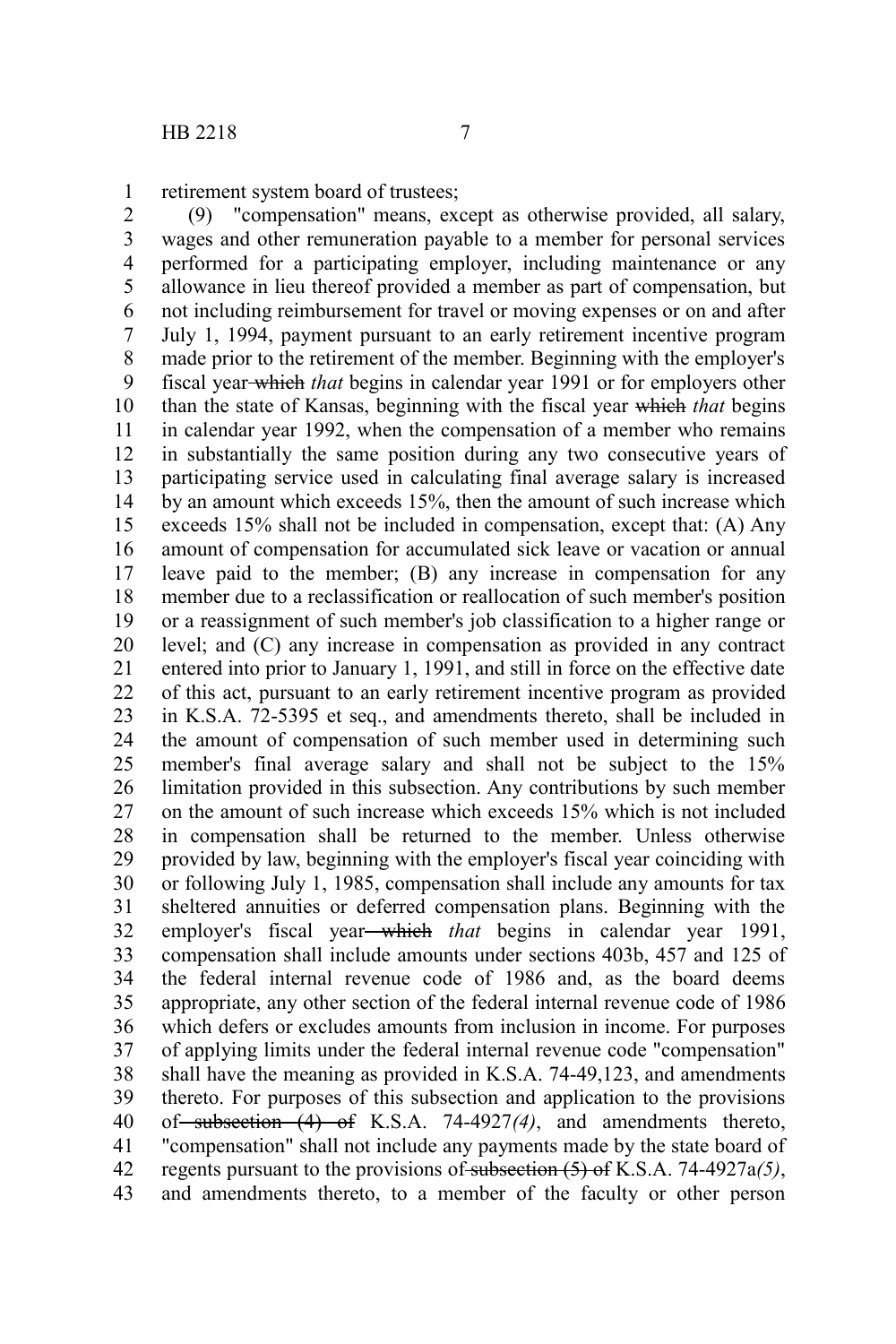retirement system board of trustees;

(9) "compensation" means, except as otherwise provided, all salary, wages and other remuneration payable to a member for personal services performed for a participating employer, including maintenance or any allowance in lieu thereof provided a member as part of compensation, but not including reimbursement for travel or moving expenses or on and after July 1, 1994, payment pursuant to an early retirement incentive program made prior to the retirement of the member. Beginning with the employer's fiscal year ~~which~~ *that* begins in calendar year 1991 or for employers other than the state of Kansas, beginning with the fiscal year ~~which~~ *that* begins in calendar year 1992, when the compensation of a member who remains in substantially the same position during any two consecutive years of participating service used in calculating final average salary is increased by an amount which exceeds 15%, then the amount of such increase which exceeds 15% shall not be included in compensation, except that: (A) Any amount of compensation for accumulated sick leave or vacation or annual leave paid to the member; (B) any increase in compensation for any member due to a reclassification or reallocation of such member's position or a reassignment of such member's job classification to a higher range or level; and (C) any increase in compensation as provided in any contract entered into prior to January 1, 1991, and still in force on the effective date of this act, pursuant to an early retirement incentive program as provided in K.S.A. 72-5395 et seq., and amendments thereto, shall be included in the amount of compensation of such member used in determining such member's final average salary and shall not be subject to the 15% limitation provided in this subsection. Any contributions by such member on the amount of such increase which exceeds 15% which is not included in compensation shall be returned to the member. Unless otherwise provided by law, beginning with the employer's fiscal year coinciding with or following July 1, 1985, compensation shall include any amounts for tax sheltered annuities or deferred compensation plans. Beginning with the employer's fiscal year ~~which~~ *that* begins in calendar year 1991, compensation shall include amounts under sections 403b, 457 and 125 of the federal internal revenue code of 1986 and, as the board deems appropriate, any other section of the federal internal revenue code of 1986 which defers or excludes amounts from inclusion in income. For purposes of applying limits under the federal internal revenue code "compensation" shall have the meaning as provided in K.S.A. 74-49,123, and amendments thereto. For purposes of this subsection and application to the provisions of ~~subsection (4) of~~ K.S.A. 74-4927*(4)*, and amendments thereto, "compensation" shall not include any payments made by the state board of regents pursuant to the provisions of ~~subsection (5) of~~ K.S.A. 74-4927a*(5)*, and amendments thereto, to a member of the faculty or other person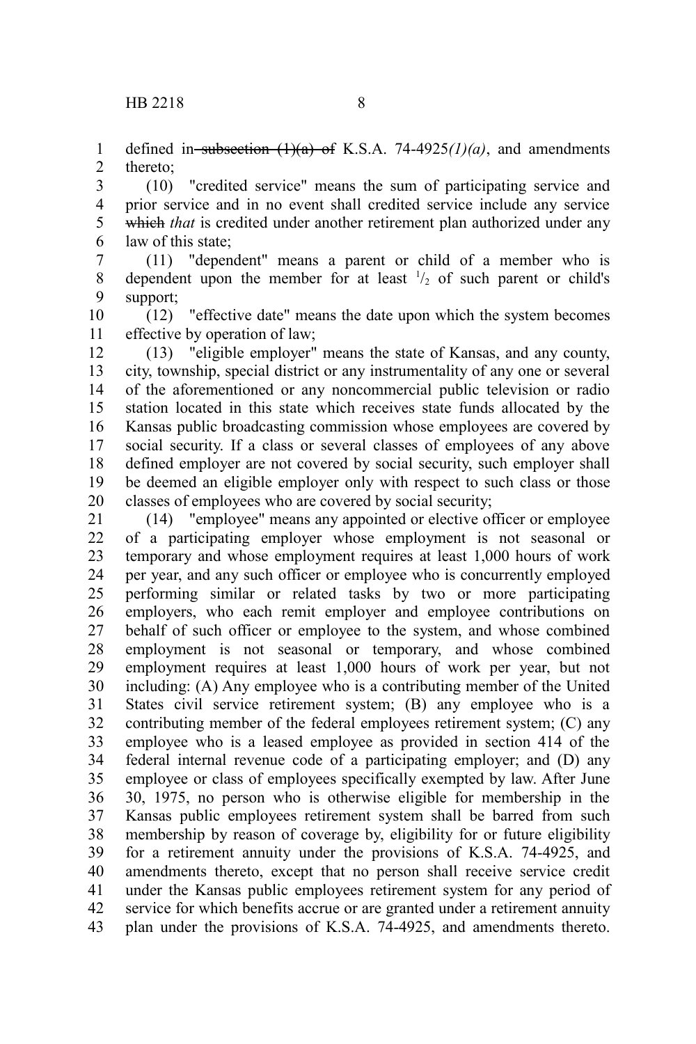defined in ~~subsection (1)(a) of~~ K.S.A. 74-4925*(1)(a)*, and amendments thereto;

(10) "credited service" means the sum of participating service and prior service and in no event shall credited service include any service ~~which~~ *that* is credited under another retirement plan authorized under any law of this state;

(11) "dependent" means a parent or child of a member who is dependent upon the member for at least $^1/_2$ of such parent or child's support;

(12) "effective date" means the date upon which the system becomes effective by operation of law;

(13) "eligible employer" means the state of Kansas, and any county, city, township, special district or any instrumentality of any one or several of the aforementioned or any noncommercial public television or radio station located in this state which receives state funds allocated by the Kansas public broadcasting commission whose employees are covered by social security. If a class or several classes of employees of any above defined employer are not covered by social security, such employer shall be deemed an eligible employer only with respect to such class or those classes of employees who are covered by social security;

(14) "employee" means any appointed or elective officer or employee of a participating employer whose employment is not seasonal or temporary and whose employment requires at least 1,000 hours of work per year, and any such officer or employee who is concurrently employed performing similar or related tasks by two or more participating employers, who each remit employer and employee contributions on behalf of such officer or employee to the system, and whose combined employment is not seasonal or temporary, and whose combined employment requires at least 1,000 hours of work per year, but not including: (A) Any employee who is a contributing member of the United States civil service retirement system; (B) any employee who is a contributing member of the federal employees retirement system; (C) any employee who is a leased employee as provided in section 414 of the federal internal revenue code of a participating employer; and (D) any employee or class of employees specifically exempted by law. After June 30, 1975, no person who is otherwise eligible for membership in the Kansas public employees retirement system shall be barred from such membership by reason of coverage by, eligibility for or future eligibility for a retirement annuity under the provisions of K.S.A. 74-4925, and amendments thereto, except that no person shall receive service credit under the Kansas public employees retirement system for any period of service for which benefits accrue or are granted under a retirement annuity plan under the provisions of K.S.A. 74-4925, and amendments thereto.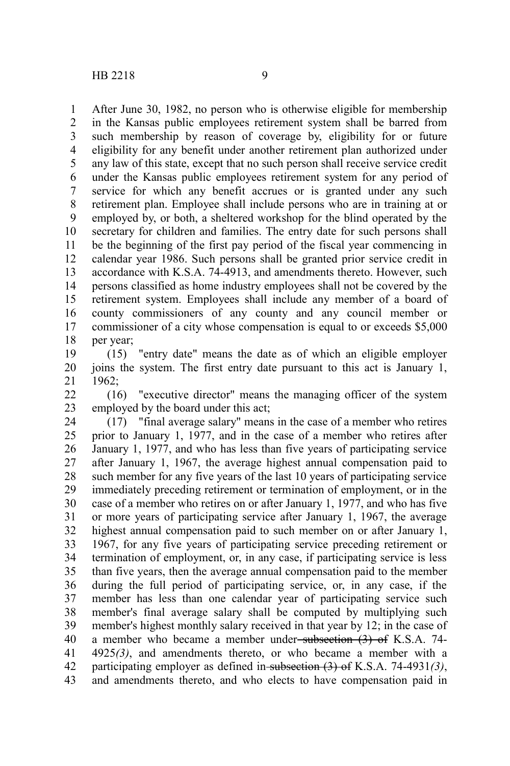After June 30, 1982, no person who is otherwise eligible for membership in the Kansas public employees retirement system shall be barred from such membership by reason of coverage by, eligibility for or future eligibility for any benefit under another retirement plan authorized under any law of this state, except that no such person shall receive service credit under the Kansas public employees retirement system for any period of service for which any benefit accrues or is granted under any such retirement plan. Employee shall include persons who are in training at or employed by, or both, a sheltered workshop for the blind operated by the secretary for children and families. The entry date for such persons shall be the beginning of the first pay period of the fiscal year commencing in calendar year 1986. Such persons shall be granted prior service credit in accordance with K.S.A. 74-4913, and amendments thereto. However, such persons classified as home industry employees shall not be covered by the retirement system. Employees shall include any member of a board of county commissioners of any county and any council member or commissioner of a city whose compensation is equal to or exceeds $5,000 per year;

(15) "entry date" means the date as of which an eligible employer joins the system. The first entry date pursuant to this act is January 1, 1962;

(16) "executive director" means the managing officer of the system employed by the board under this act;

(17) "final average salary" means in the case of a member who retires prior to January 1, 1977, and in the case of a member who retires after January 1, 1977, and who has less than five years of participating service after January 1, 1967, the average highest annual compensation paid to such member for any five years of the last 10 years of participating service immediately preceding retirement or termination of employment, or in the case of a member who retires on or after January 1, 1977, and who has five or more years of participating service after January 1, 1967, the average highest annual compensation paid to such member on or after January 1, 1967, for any five years of participating service preceding retirement or termination of employment, or, in any case, if participating service is less than five years, then the average annual compensation paid to the member during the full period of participating service, or, in any case, if the member has less than one calendar year of participating service such member's final average salary shall be computed by multiplying such member's highest monthly salary received in that year by 12; in the case of a member who became a member under ~~subsection (3) of~~ K.S.A. 74-4925*(3)*, and amendments thereto, or who became a member with a participating employer as defined in ~~subsection (3) of~~ K.S.A. 74-4931*(3)*, and amendments thereto, and who elects to have compensation paid in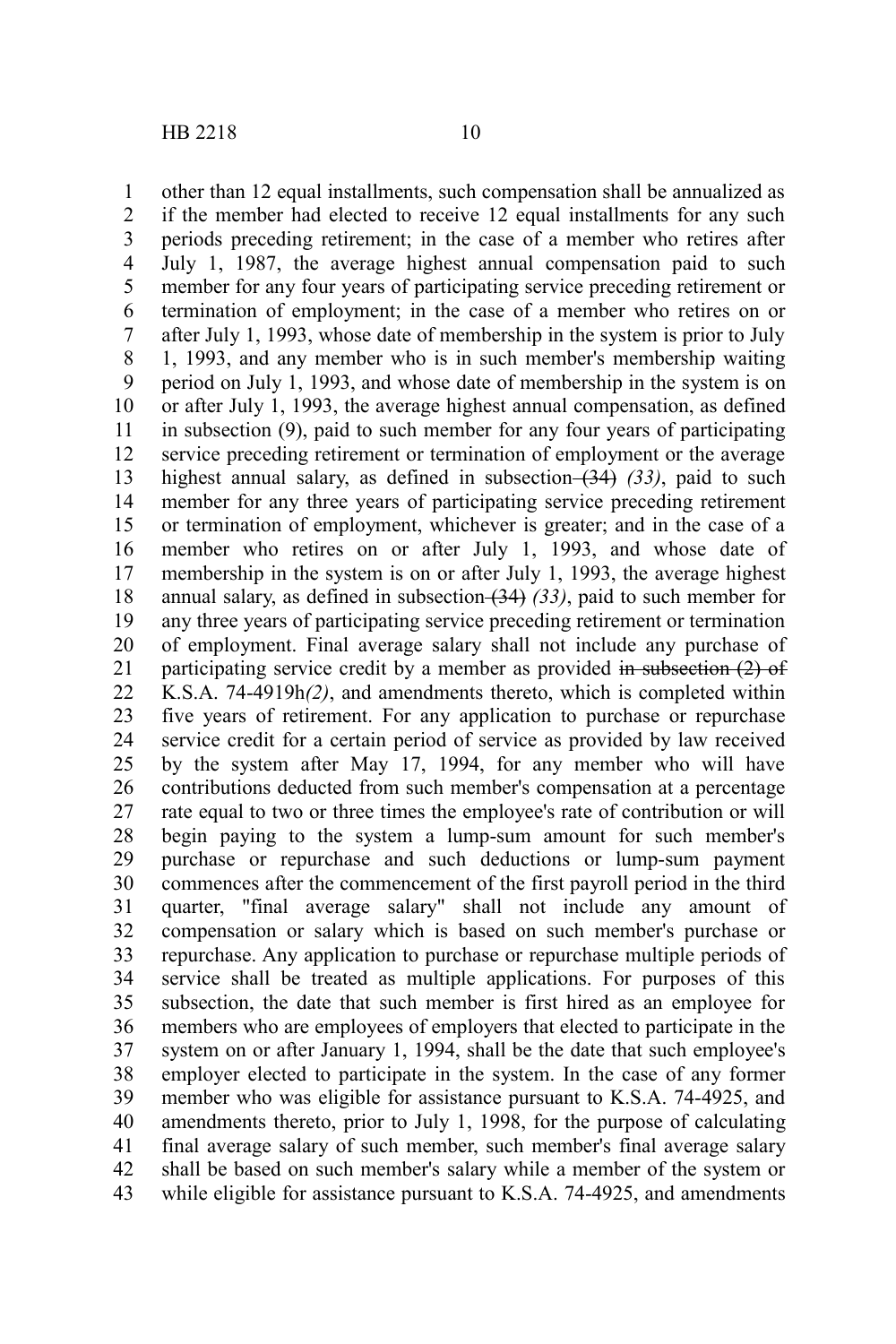other than 12 equal installments, such compensation shall be annualized as if the member had elected to receive 12 equal installments for any such periods preceding retirement; in the case of a member who retires after July 1, 1987, the average highest annual compensation paid to such member for any four years of participating service preceding retirement or termination of employment; in the case of a member who retires on or after July 1, 1993, whose date of membership in the system is prior to July 1, 1993, and any member who is in such member's membership waiting period on July 1, 1993, and whose date of membership in the system is on or after July 1, 1993, the average highest annual compensation, as defined in subsection (9), paid to such member for any four years of participating service preceding retirement or termination of employment or the average highest annual salary, as defined in subsection ~~(34)~~ *(33)*, paid to such member for any three years of participating service preceding retirement or termination of employment, whichever is greater; and in the case of a member who retires on or after July 1, 1993, and whose date of membership in the system is on or after July 1, 1993, the average highest annual salary, as defined in subsection ~~(34)~~ *(33)*, paid to such member for any three years of participating service preceding retirement or termination of employment. Final average salary shall not include any purchase of participating service credit by a member as provided ~~in subsection (2) of~~ K.S.A. 74-4919h*(2)*, and amendments thereto, which is completed within five years of retirement. For any application to purchase or repurchase service credit for a certain period of service as provided by law received by the system after May 17, 1994, for any member who will have contributions deducted from such member's compensation at a percentage rate equal to two or three times the employee's rate of contribution or will begin paying to the system a lump-sum amount for such member's purchase or repurchase and such deductions or lump-sum payment commences after the commencement of the first payroll period in the third quarter, "final average salary" shall not include any amount of compensation or salary which is based on such member's purchase or repurchase. Any application to purchase or repurchase multiple periods of service shall be treated as multiple applications. For purposes of this subsection, the date that such member is first hired as an employee for members who are employees of employers that elected to participate in the system on or after January 1, 1994, shall be the date that such employee's employer elected to participate in the system. In the case of any former member who was eligible for assistance pursuant to K.S.A. 74-4925, and amendments thereto, prior to July 1, 1998, for the purpose of calculating final average salary of such member, such member's final average salary shall be based on such member's salary while a member of the system or while eligible for assistance pursuant to K.S.A. 74-4925, and amendments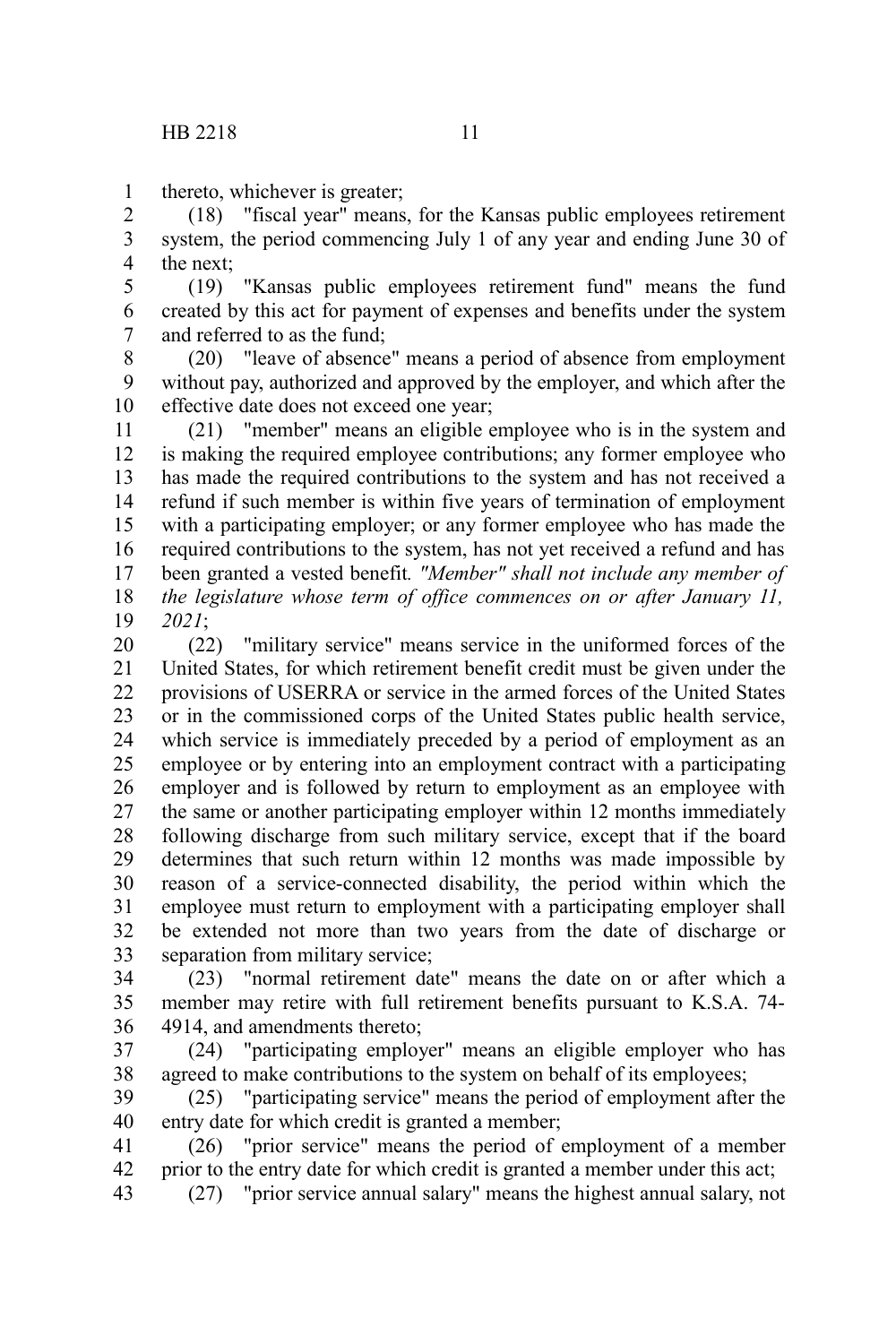thereto, whichever is greater;

(18) "fiscal year" means, for the Kansas public employees retirement system, the period commencing July 1 of any year and ending June 30 of the next;

(19) "Kansas public employees retirement fund" means the fund created by this act for payment of expenses and benefits under the system and referred to as the fund;

(20) "leave of absence" means a period of absence from employment without pay, authorized and approved by the employer, and which after the effective date does not exceed one year;

(21) "member" means an eligible employee who is in the system and is making the required employee contributions; any former employee who has made the required contributions to the system and has not received a refund if such member is within five years of termination of employment with a participating employer; or any former employee who has made the required contributions to the system, has not yet received a refund and has been granted a vested benefit*. "Member" shall not include any member of the legislature whose term of office commences on or after January 11, 2021*;

(22) "military service" means service in the uniformed forces of the United States, for which retirement benefit credit must be given under the provisions of USERRA or service in the armed forces of the United States or in the commissioned corps of the United States public health service, which service is immediately preceded by a period of employment as an employee or by entering into an employment contract with a participating employer and is followed by return to employment as an employee with the same or another participating employer within 12 months immediately following discharge from such military service, except that if the board determines that such return within 12 months was made impossible by reason of a service-connected disability, the period within which the employee must return to employment with a participating employer shall be extended not more than two years from the date of discharge or separation from military service;

(23) "normal retirement date" means the date on or after which a member may retire with full retirement benefits pursuant to K.S.A. 74-4914, and amendments thereto;

(24) "participating employer" means an eligible employer who has agreed to make contributions to the system on behalf of its employees;

(25) "participating service" means the period of employment after the entry date for which credit is granted a member;

(26) "prior service" means the period of employment of a member prior to the entry date for which credit is granted a member under this act;

(27) "prior service annual salary" means the highest annual salary, not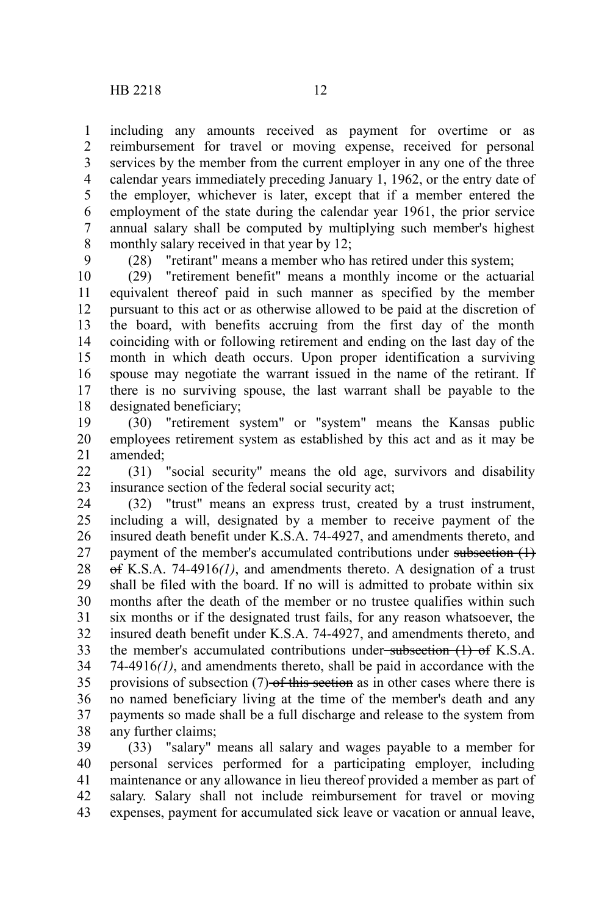including any amounts received as payment for overtime or as reimbursement for travel or moving expense, received for personal services by the member from the current employer in any one of the three calendar years immediately preceding January 1, 1962, or the entry date of the employer, whichever is later, except that if a member entered the employment of the state during the calendar year 1961, the prior service annual salary shall be computed by multiplying such member's highest monthly salary received in that year by 12;

(28) "retirant" means a member who has retired under this system;

(29) "retirement benefit" means a monthly income or the actuarial equivalent thereof paid in such manner as specified by the member pursuant to this act or as otherwise allowed to be paid at the discretion of the board, with benefits accruing from the first day of the month coinciding with or following retirement and ending on the last day of the month in which death occurs. Upon proper identification a surviving spouse may negotiate the warrant issued in the name of the retirant. If there is no surviving spouse, the last warrant shall be payable to the designated beneficiary;

(30) "retirement system" or "system" means the Kansas public employees retirement system as established by this act and as it may be amended;

(31) "social security" means the old age, survivors and disability insurance section of the federal social security act;

(32) "trust" means an express trust, created by a trust instrument, including a will, designated by a member to receive payment of the insured death benefit under K.S.A. 74-4927, and amendments thereto, and payment of the member's accumulated contributions under ~~subsection (1) of~~ K.S.A. 74-4916*(1)*, and amendments thereto. A designation of a trust shall be filed with the board. If no will is admitted to probate within six months after the death of the member or no trustee qualifies within such six months or if the designated trust fails, for any reason whatsoever, the insured death benefit under K.S.A. 74-4927, and amendments thereto, and the member's accumulated contributions under ~~subsection (1) of~~ K.S.A. 74-4916*(1)*, and amendments thereto, shall be paid in accordance with the provisions of subsection (7) ~~of this section~~ as in other cases where there is no named beneficiary living at the time of the member's death and any payments so made shall be a full discharge and release to the system from any further claims;

(33) "salary" means all salary and wages payable to a member for personal services performed for a participating employer, including maintenance or any allowance in lieu thereof provided a member as part of salary. Salary shall not include reimbursement for travel or moving expenses, payment for accumulated sick leave or vacation or annual leave,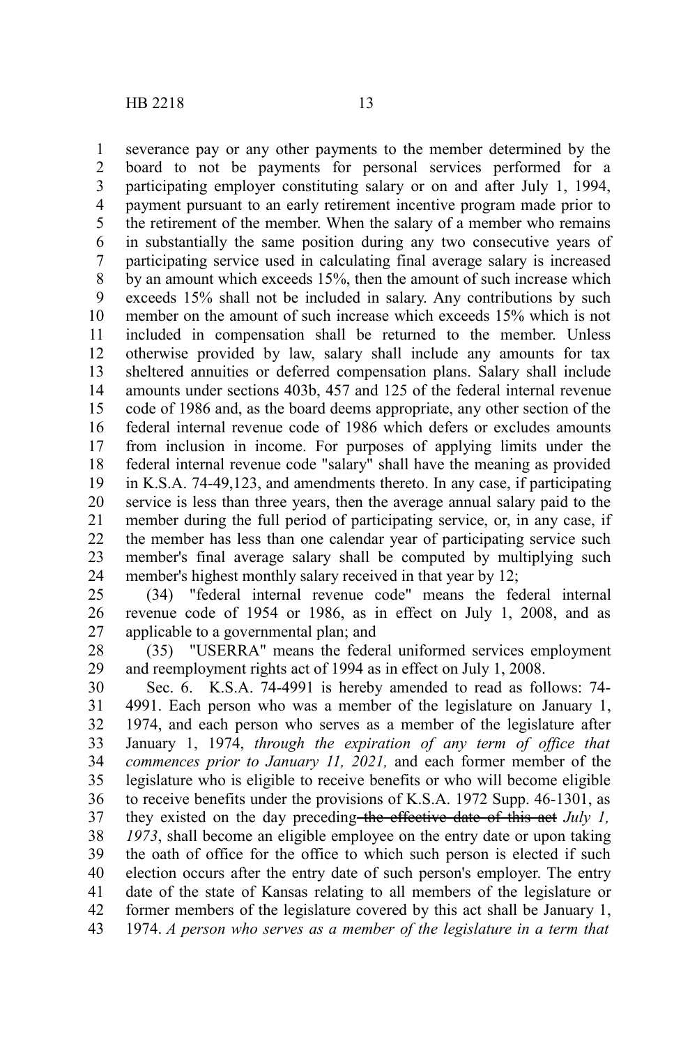severance pay or any other payments to the member determined by the board to not be payments for personal services performed for a participating employer constituting salary or on and after July 1, 1994, payment pursuant to an early retirement incentive program made prior to the retirement of the member. When the salary of a member who remains in substantially the same position during any two consecutive years of participating service used in calculating final average salary is increased by an amount which exceeds 15%, then the amount of such increase which exceeds 15% shall not be included in salary. Any contributions by such member on the amount of such increase which exceeds 15% which is not included in compensation shall be returned to the member. Unless otherwise provided by law, salary shall include any amounts for tax sheltered annuities or deferred compensation plans. Salary shall include amounts under sections 403b, 457 and 125 of the federal internal revenue code of 1986 and, as the board deems appropriate, any other section of the federal internal revenue code of 1986 which defers or excludes amounts from inclusion in income. For purposes of applying limits under the federal internal revenue code "salary" shall have the meaning as provided in K.S.A. 74-49,123, and amendments thereto. In any case, if participating service is less than three years, then the average annual salary paid to the member during the full period of participating service, or, in any case, if the member has less than one calendar year of participating service such member's final average salary shall be computed by multiplying such member's highest monthly salary received in that year by 12;

(34) "federal internal revenue code" means the federal internal revenue code of 1954 or 1986, as in effect on July 1, 2008, and as applicable to a governmental plan; and

(35) "USERRA" means the federal uniformed services employment and reemployment rights act of 1994 as in effect on July 1, 2008.

Sec. 6. K.S.A. 74-4991 is hereby amended to read as follows: 74-4991. Each person who was a member of the legislature on January 1, 1974, and each person who serves as a member of the legislature after January 1, 1974, *through the expiration of any term of office that commences prior to January 11, 2021,* and each former member of the legislature who is eligible to receive benefits or who will become eligible to receive benefits under the provisions of K.S.A. 1972 Supp. 46-1301, as they existed on the day preceding ~~the effective date of this act~~ *July 1, 1973*, shall become an eligible employee on the entry date or upon taking the oath of office for the office to which such person is elected if such election occurs after the entry date of such person's employer. The entry date of the state of Kansas relating to all members of the legislature or former members of the legislature covered by this act shall be January 1, 1974. *A person who serves as a member of the legislature in a term that*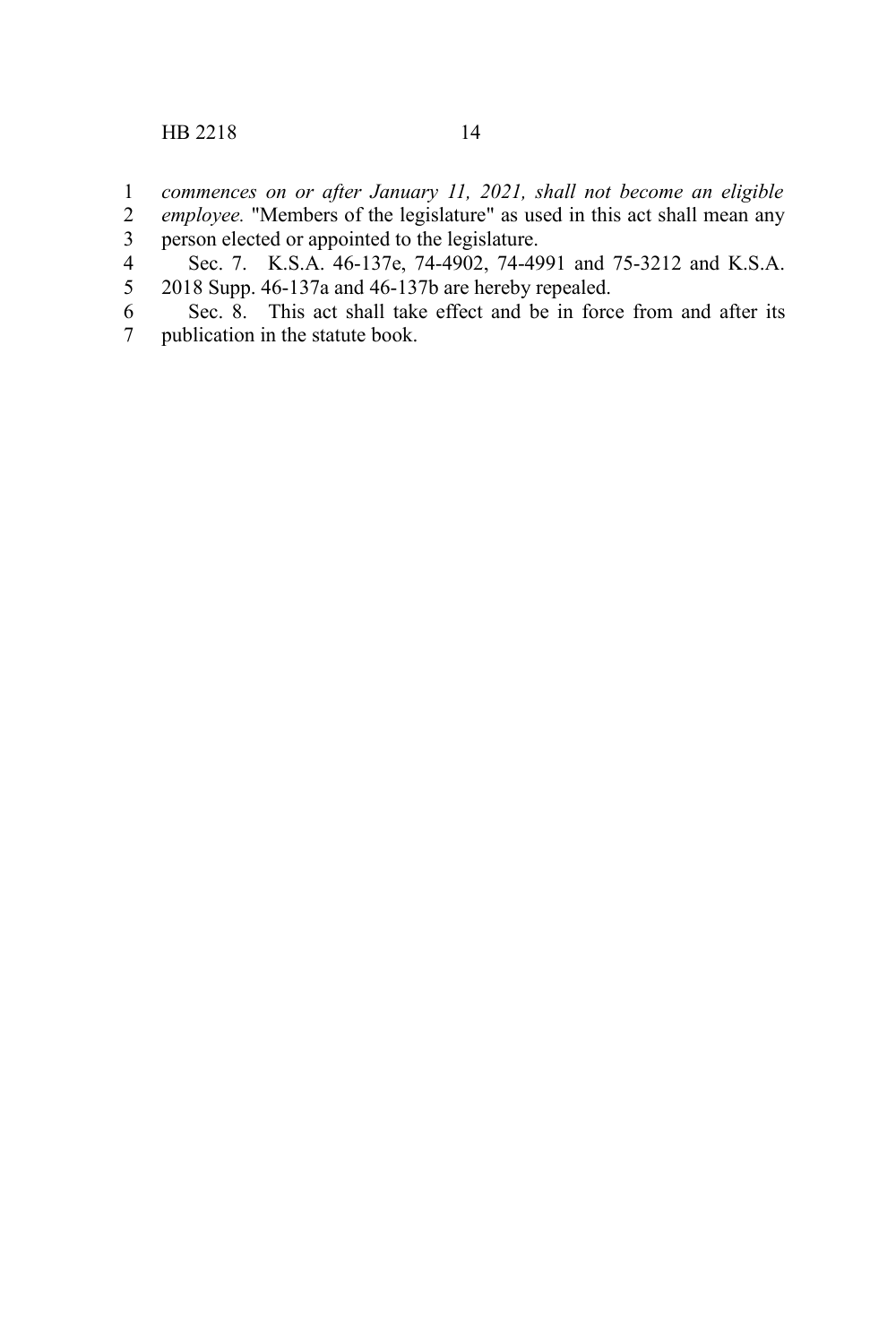*commences on or after January 11, 2021, shall not become an eligible employee.* "Members of the legislature" as used in this act shall mean any person elected or appointed to the legislature.

Sec. 7. K.S.A. 46-137e, 74-4902, 74-4991 and 75-3212 and K.S.A. 2018 Supp. 46-137a and 46-137b are hereby repealed.

Sec. 8. This act shall take effect and be in force from and after its publication in the statute book.